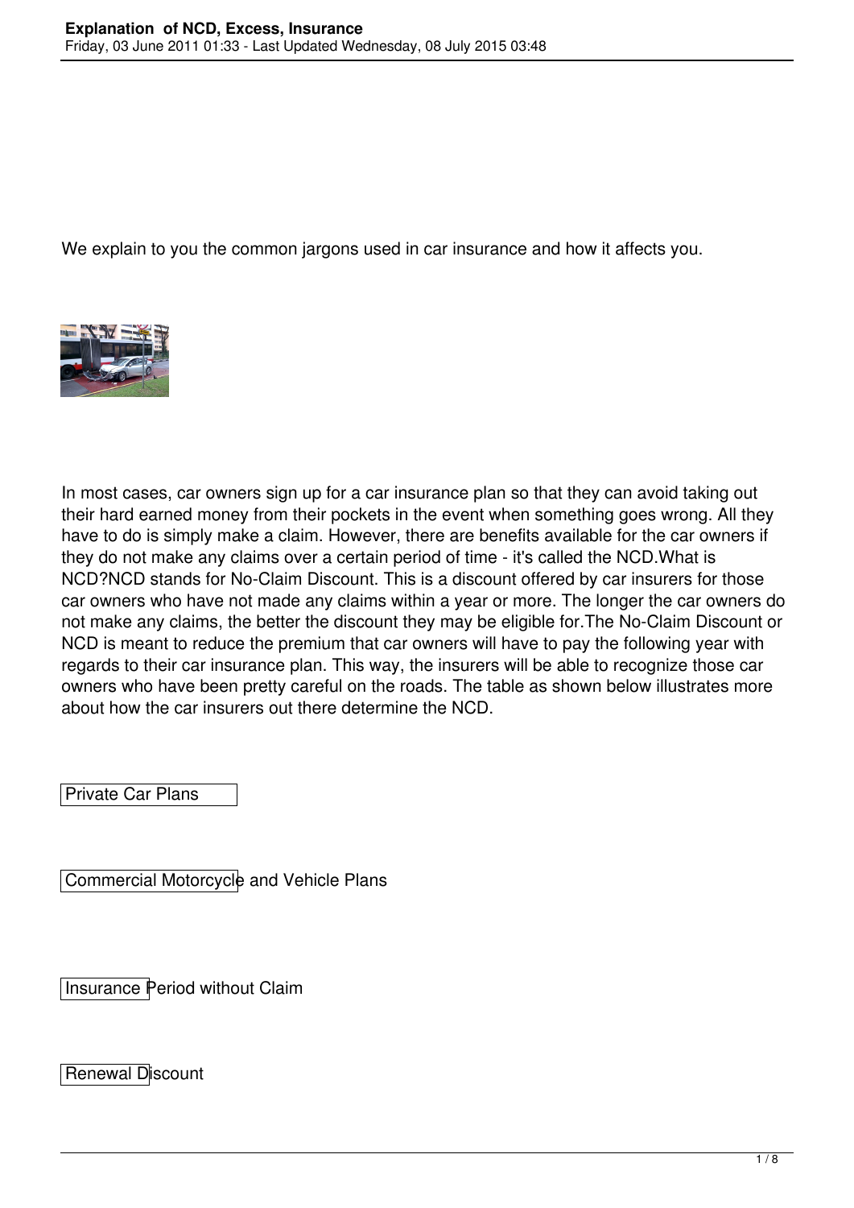We explain to you the common jargons used in car insurance and how it affects you.

In most cases, car owners sign up for a car insurance plan so that they can avoid taking out their hard earned money from their pockets in the event when something goes wrong. All they have to do is simply make a claim. However, there are benefits available for the car owners if they do not make any claims over a certain period of time - it's called the NCD.What is NCD?NCD stands for No-Claim Discount. This is a discount offered by car insurers for those car owners who have not made any claims within a year or more. The longer the car owners do not make any claims, the better the discount they may be eligible for.The No-Claim Discount or NCD is meant to reduce the premium that car owners will have to pay the following year with regards to their car insurance plan. This way, the insurers will be able to recognize those car owners who have been pretty careful on the roads. The table as shown below illustrates more about how the car insurers out there determine the NCD.

Private Car Plans

Commercial Motorcycle and Vehicle Plans

Insurance Period without Claim

Renewal Discount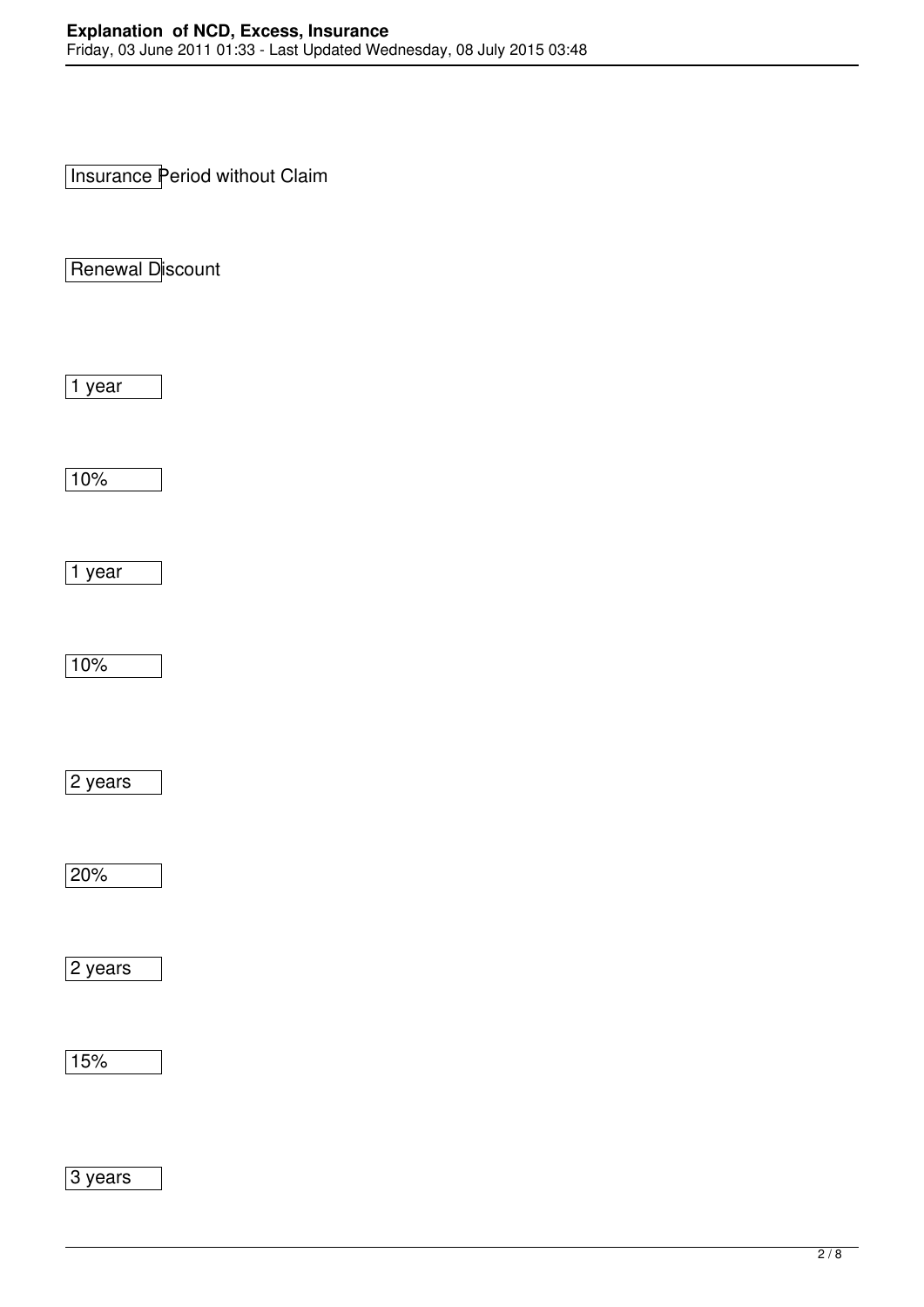| Insurance Period without Claim | Renewal Discount |
| --- | --- |
| 1 year | 10% |
| 1 year | 10% |
| 2 years | 20% |
| 2 years | 15% |
| 3 years | |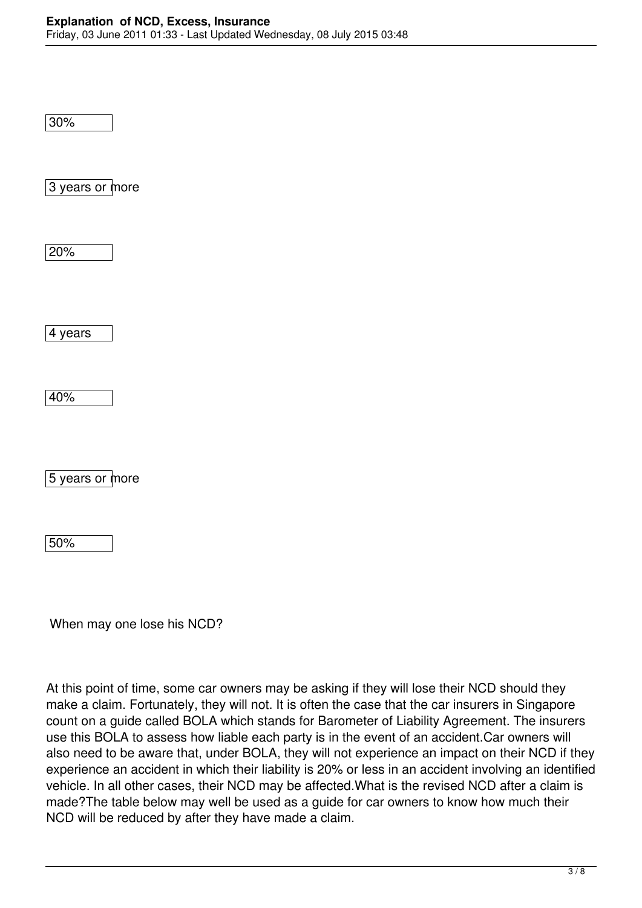30%

3 years or more

20%

4 years

40%

5 years or more

50%

When may one lose his NCD?

At this point of time, some car owners may be asking if they will lose their NCD should they make a claim. Fortunately, they will not. It is often the case that the car insurers in Singapore count on a guide called BOLA which stands for Barometer of Liability Agreement. The insurers use this BOLA to assess how liable each party is in the event of an accident.Car owners will also need to be aware that, under BOLA, they will not experience an impact on their NCD if they experience an accident in which their liability is 20% or less in an accident involving an identified vehicle. In all other cases, their NCD may be affected.What is the revised NCD after a claim is made?The table below may well be used as a guide for car owners to know how much their NCD will be reduced by after they have made a claim.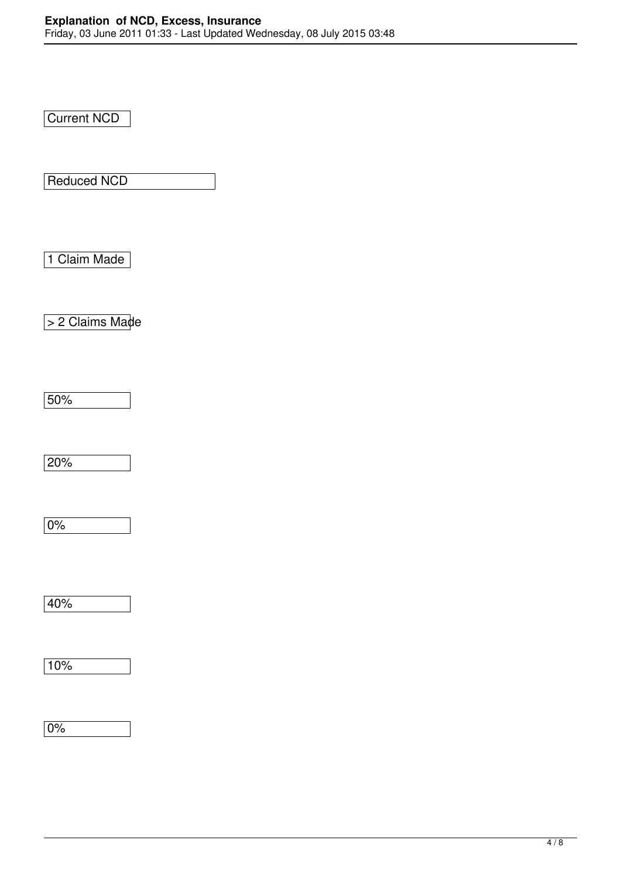| Current NCD | Reduced NCD | |
|---|---|---|
| | 1 Claim Made | > 2 Claims Made |
| 50% | 20% | 0% |
| 40% | 10% | 0% |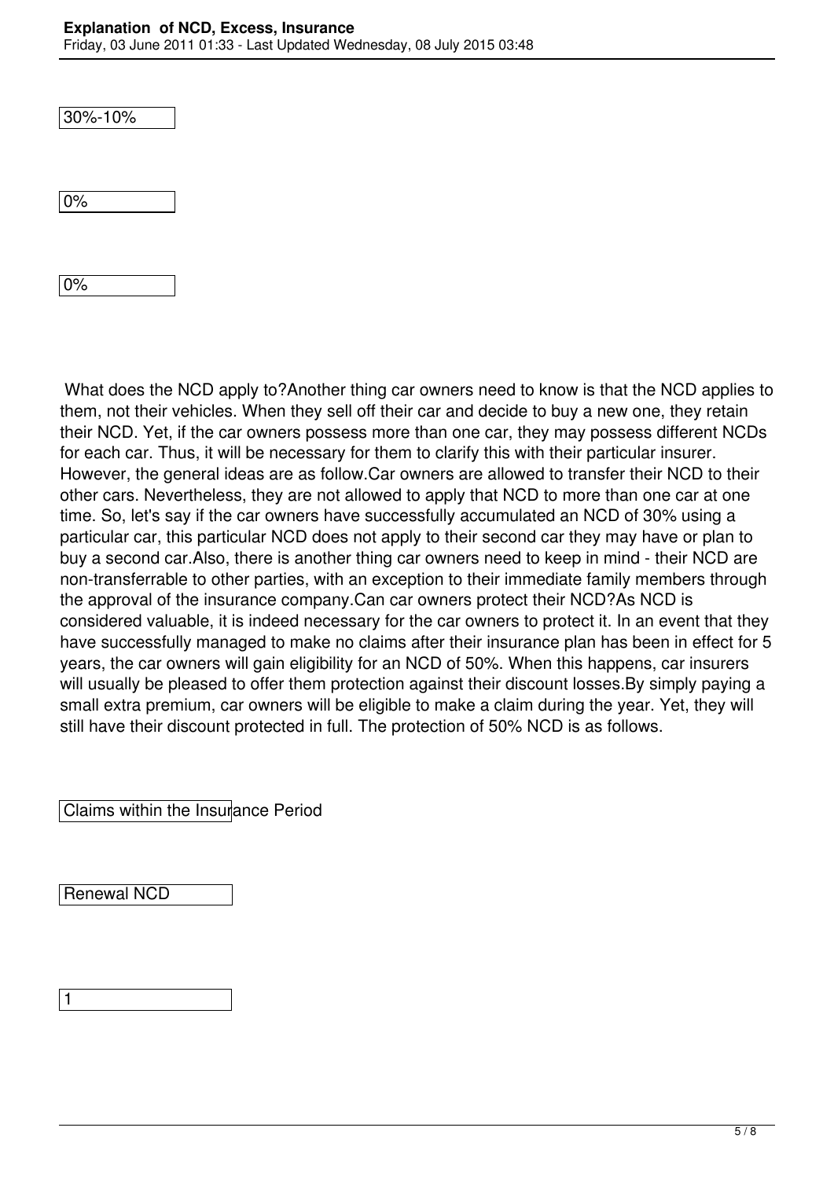| 30%-10% |
| --- |
| 0% |
| 0% |

What does the NCD apply to?Another thing car owners need to know is that the NCD applies to them, not their vehicles. When they sell off their car and decide to buy a new one, they retain their NCD. Yet, if the car owners possess more than one car, they may possess different NCDs for each car. Thus, it will be necessary for them to clarify this with their particular insurer. However, the general ideas are as follow.Car owners are allowed to transfer their NCD to their other cars. Nevertheless, they are not allowed to apply that NCD to more than one car at one time. So, let's say if the car owners have successfully accumulated an NCD of 30% using a particular car, this particular NCD does not apply to their second car they may have or plan to buy a second car.Also, there is another thing car owners need to keep in mind - their NCD are non-transferrable to other parties, with an exception to their immediate family members through the approval of the insurance company.Can car owners protect their NCD?As NCD is considered valuable, it is indeed necessary for the car owners to protect it. In an event that they have successfully managed to make no claims after their insurance plan has been in effect for 5 years, the car owners will gain eligibility for an NCD of 50%. When this happens, car insurers will usually be pleased to offer them protection against their discount losses.By simply paying a small extra premium, car owners will be eligible to make a claim during the year. Yet, they will still have their discount protected in full. The protection of 50% NCD is as follows.

| Claims within the Insurance Period | Renewal NCD |
| --- | --- |
| 1 | |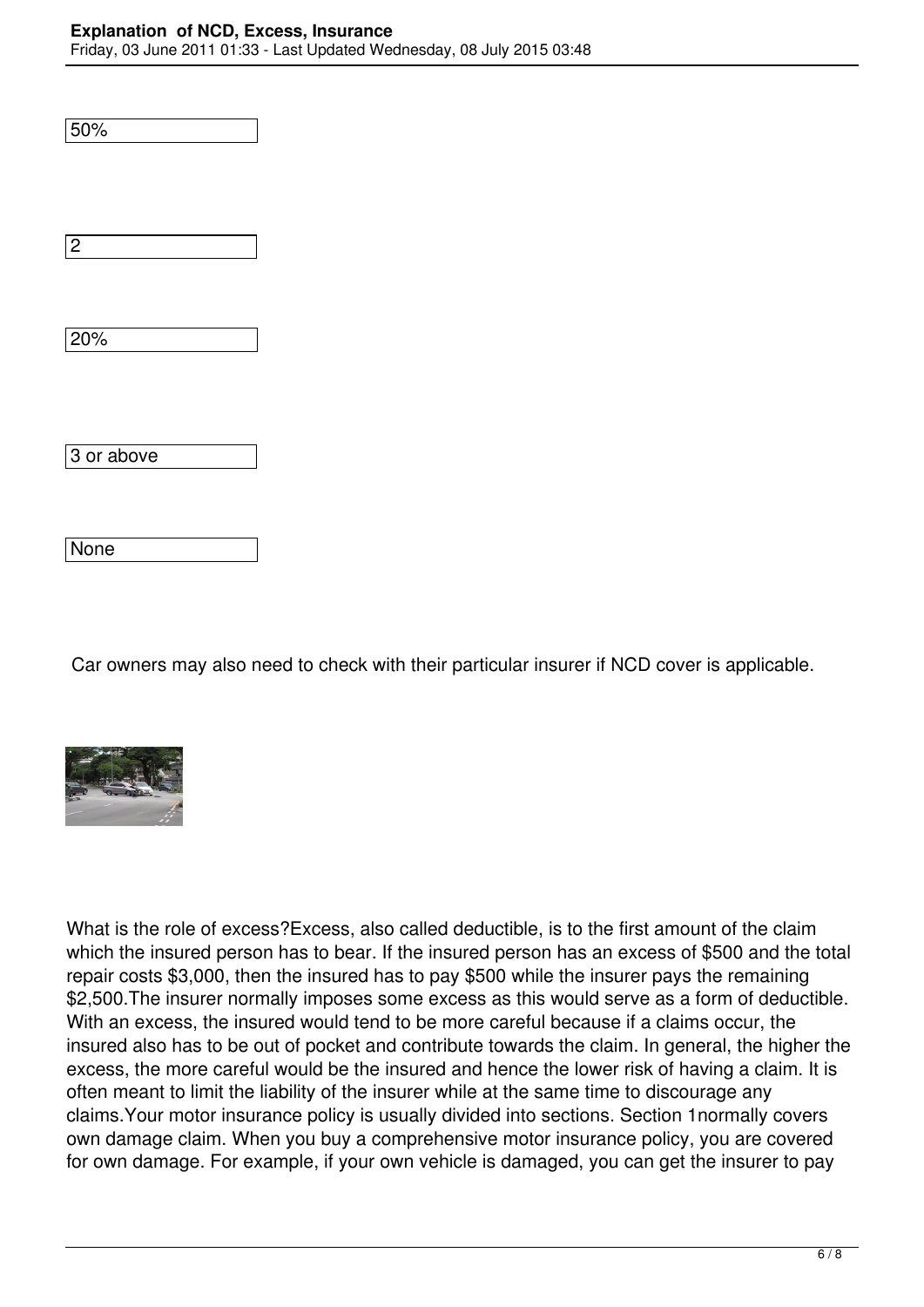50%

2

20%

3 or above

None

Car owners may also need to check with their particular insurer if NCD cover is applicable.

What is the role of excess?Excess, also called deductible, is to the first amount of the claim which the insured person has to bear. If the insured person has an excess of $500 and the total repair costs $3,000, then the insured has to pay $500 while the insurer pays the remaining $2,500.The insurer normally imposes some excess as this would serve as a form of deductible. With an excess, the insured would tend to be more careful because if a claims occur, the insured also has to be out of pocket and contribute towards the claim. In general, the higher the excess, the more careful would be the insured and hence the lower risk of having a claim. It is often meant to limit the liability of the insurer while at the same time to discourage any claims.Your motor insurance policy is usually divided into sections. Section 1normally covers own damage claim. When you buy a comprehensive motor insurance policy, you are covered for own damage. For example, if your own vehicle is damaged, you can get the insurer to pay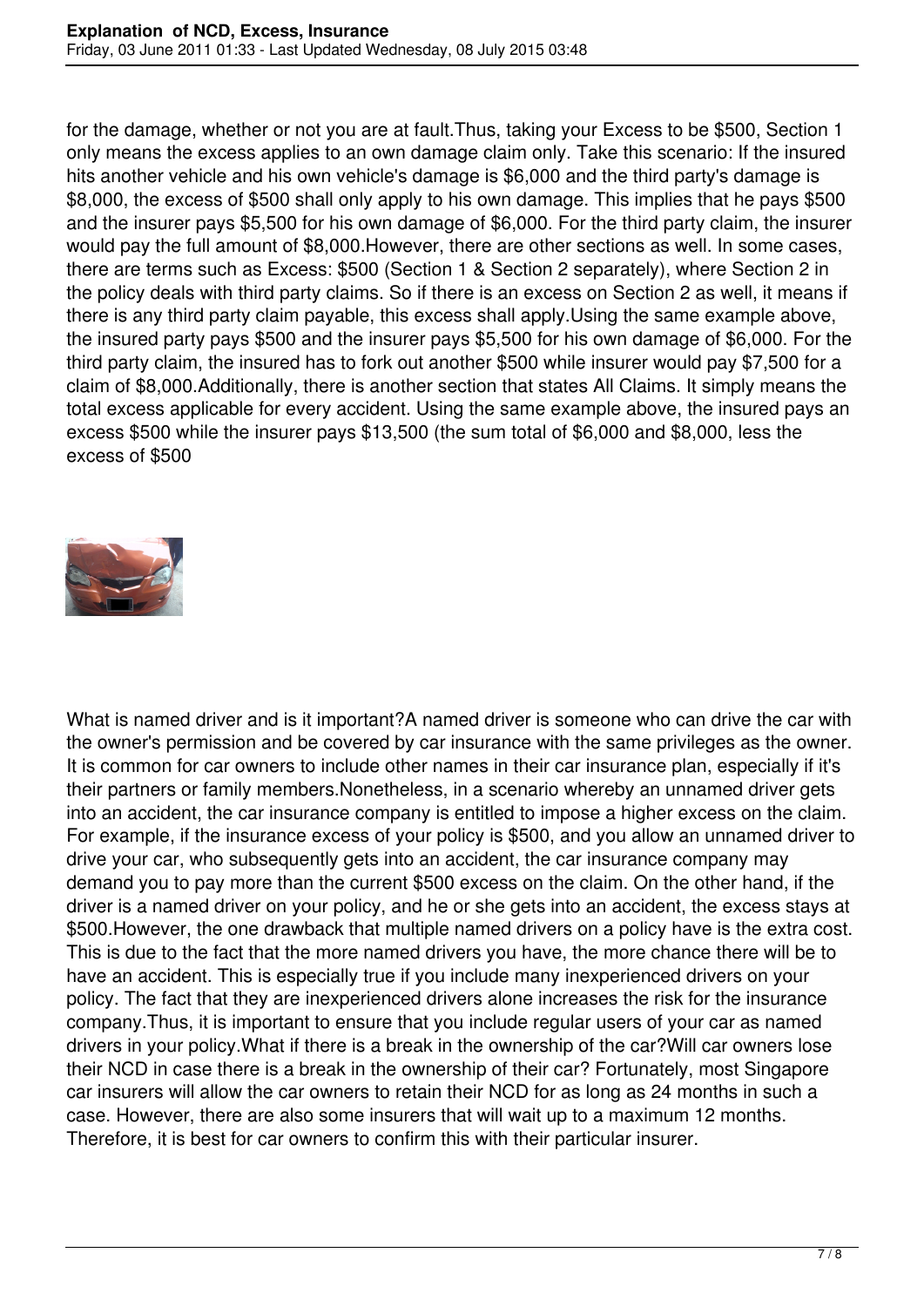for the damage, whether or not you are at fault.Thus, taking your Excess to be $500, Section 1 only means the excess applies to an own damage claim only. Take this scenario: If the insured hits another vehicle and his own vehicle's damage is $6,000 and the third party's damage is $8,000, the excess of $500 shall only apply to his own damage. This implies that he pays $500 and the insurer pays $5,500 for his own damage of $6,000. For the third party claim, the insurer would pay the full amount of $8,000.However, there are other sections as well. In some cases, there are terms such as Excess: $500 (Section 1 & Section 2 separately), where Section 2 in the policy deals with third party claims. So if there is an excess on Section 2 as well, it means if there is any third party claim payable, this excess shall apply.Using the same example above, the insured party pays $500 and the insurer pays $5,500 for his own damage of $6,000. For the third party claim, the insured has to fork out another $500 while insurer would pay $7,500 for a claim of $8,000.Additionally, there is another section that states All Claims. It simply means the total excess applicable for every accident. Using the same example above, the insured pays an excess $500 while the insurer pays $13,500 (the sum total of $6,000 and $8,000, less the excess of $500

What is named driver and is it important?A named driver is someone who can drive the car with the owner's permission and be covered by car insurance with the same privileges as the owner. It is common for car owners to include other names in their car insurance plan, especially if it's their partners or family members.Nonetheless, in a scenario whereby an unnamed driver gets into an accident, the car insurance company is entitled to impose a higher excess on the claim. For example, if the insurance excess of your policy is $500, and you allow an unnamed driver to drive your car, who subsequently gets into an accident, the car insurance company may demand you to pay more than the current $500 excess on the claim. On the other hand, if the driver is a named driver on your policy, and he or she gets into an accident, the excess stays at $500.However, the one drawback that multiple named drivers on a policy have is the extra cost. This is due to the fact that the more named drivers you have, the more chance there will be to have an accident. This is especially true if you include many inexperienced drivers on your policy. The fact that they are inexperienced drivers alone increases the risk for the insurance company.Thus, it is important to ensure that you include regular users of your car as named drivers in your policy.What if there is a break in the ownership of the car?Will car owners lose their NCD in case there is a break in the ownership of their car? Fortunately, most Singapore car insurers will allow the car owners to retain their NCD for as long as 24 months in such a case. However, there are also some insurers that will wait up to a maximum 12 months. Therefore, it is best for car owners to confirm this with their particular insurer.